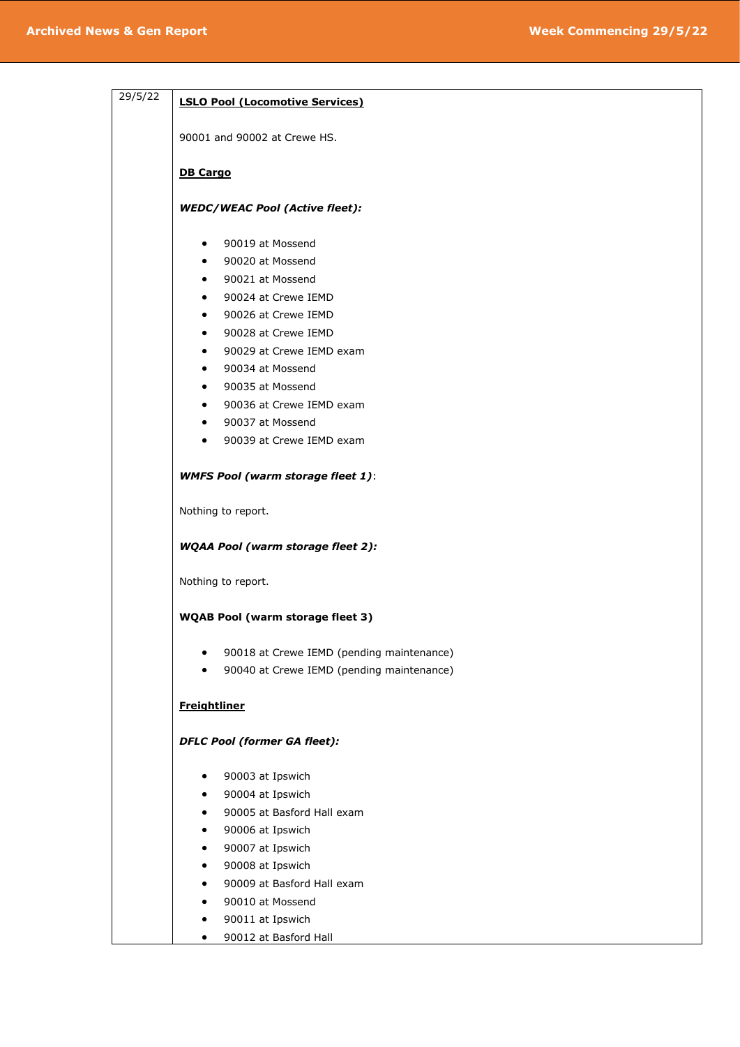| | |
|---|---|
| 29/5/22 | **LSLO Pool (Locomotive Services)**<br><br>90001 and 90002 at Crewe HS.<br><br>**DB Cargo**<br><br>***WEDC/WEAC Pool (Active fleet):***<br><br>• 90019 at Mossend<br>• 90020 at Mossend<br>• 90021 at Mossend<br>• 90024 at Crewe IEMD<br>• 90026 at Crewe IEMD<br>• 90028 at Crewe IEMD<br>• 90029 at Crewe IEMD exam<br>• 90034 at Mossend<br>• 90035 at Mossend<br>• 90036 at Crewe IEMD exam<br>• 90037 at Mossend<br>• 90039 at Crewe IEMD exam<br><br>***WMFS Pool (warm storage fleet 1)***:<br><br>Nothing to report.<br><br>***WQAA Pool (warm storage fleet 2):***<br><br>Nothing to report.<br><br>**WQAB Pool (warm storage fleet 3)**<br><br>• 90018 at Crewe IEMD (pending maintenance)<br>• 90040 at Crewe IEMD (pending maintenance)<br><br>**Freightliner**<br><br>***DFLC Pool (former GA fleet):***<br><br>• 90003 at Ipswich<br>• 90004 at Ipswich<br>• 90005 at Basford Hall exam<br>• 90006 at Ipswich<br>• 90007 at Ipswich<br>• 90008 at Ipswich<br>• 90009 at Basford Hall exam<br>• 90010 at Mossend<br>• 90011 at Ipswich<br>• 90012 at Basford Hall |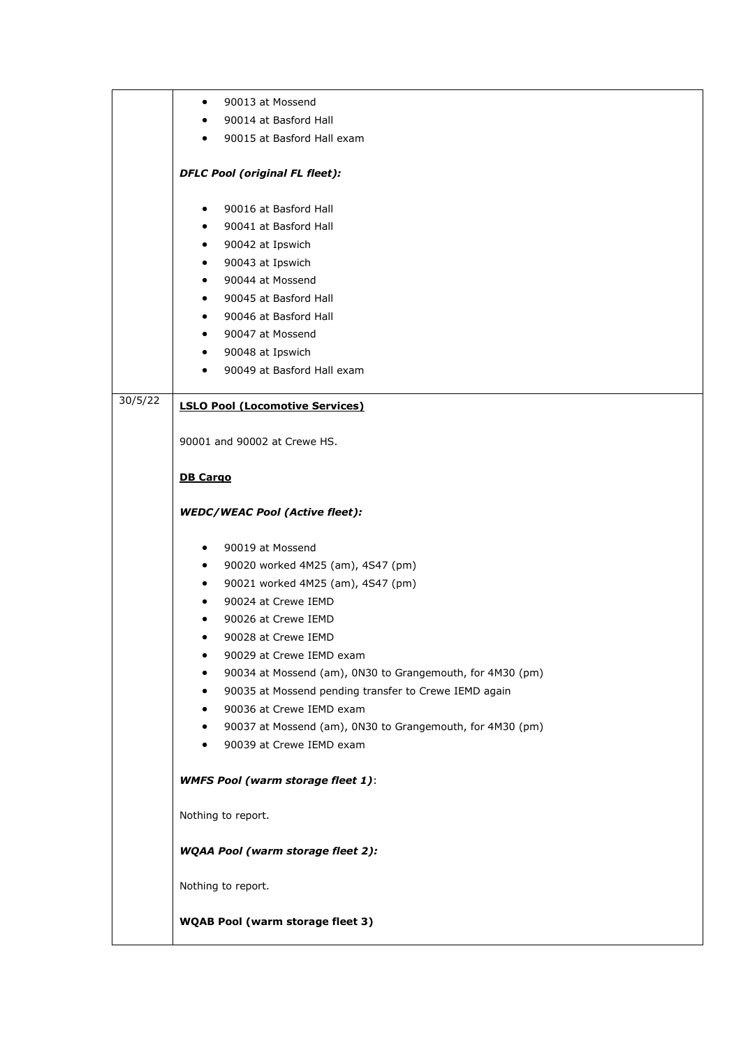| | |
|---|---|
| | • 90013 at Mossend<br>• 90014 at Basford Hall<br>• 90015 at Basford Hall exam<br><br>***DFLC Pool (original FL fleet):***<br><br>• 90016 at Basford Hall<br>• 90041 at Basford Hall<br>• 90042 at Ipswich<br>• 90043 at Ipswich<br>• 90044 at Mossend<br>• 90045 at Basford Hall<br>• 90046 at Basford Hall<br>• 90047 at Mossend<br>• 90048 at Ipswich<br>• 90049 at Basford Hall exam |
| 30/5/22 | **LSLO Pool (Locomotive Services)**<br><br>90001 and 90002 at Crewe HS.<br><br>**DB Cargo**<br><br>***WEDC/WEAC Pool (Active fleet):***<br><br>• 90019 at Mossend<br>• 90020 worked 4M25 (am), 4S47 (pm)<br>• 90021 worked 4M25 (am), 4S47 (pm)<br>• 90024 at Crewe IEMD<br>• 90026 at Crewe IEMD<br>• 90028 at Crewe IEMD<br>• 90029 at Crewe IEMD exam<br>• 90034 at Mossend (am), 0N30 to Grangemouth, for 4M30 (pm)<br>• 90035 at Mossend pending transfer to Crewe IEMD again<br>• 90036 at Crewe IEMD exam<br>• 90037 at Mossend (am), 0N30 to Grangemouth, for 4M30 (pm)<br>• 90039 at Crewe IEMD exam<br><br>***WMFS Pool (warm storage fleet 1)***:<br><br>Nothing to report.<br><br>***WQAA Pool (warm storage fleet 2):***<br><br>Nothing to report.<br><br>**WQAB Pool (warm storage fleet 3)** |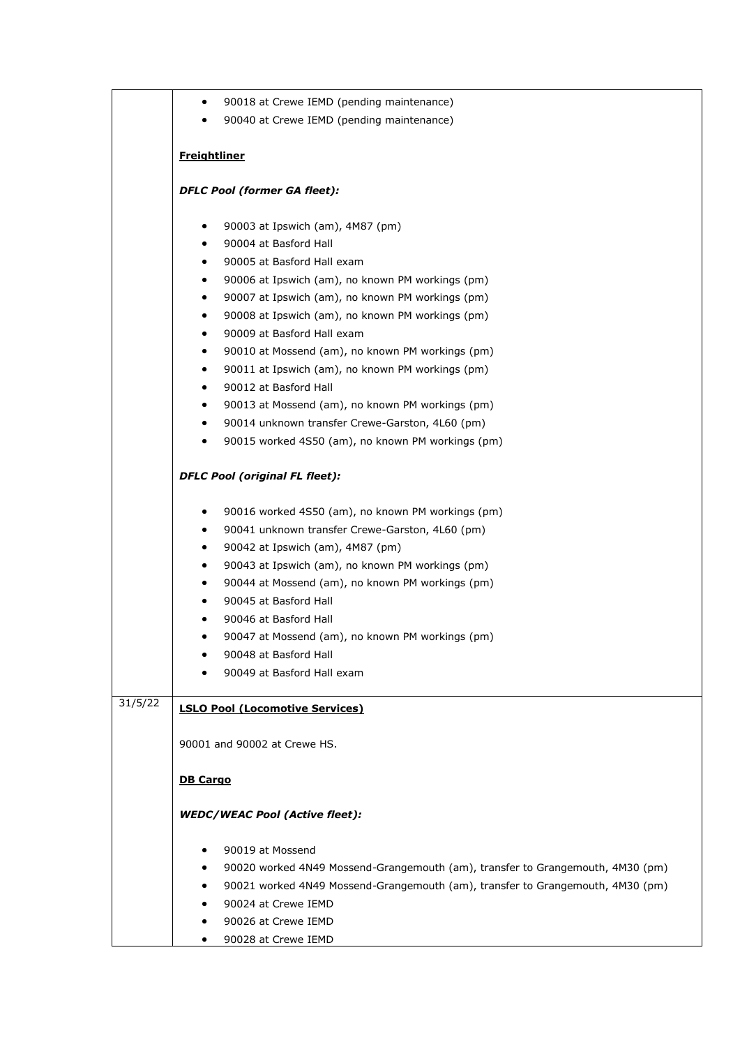| | |
|---|---|
| | • 90018 at Crewe IEMD (pending maintenance)<br>• 90040 at Crewe IEMD (pending maintenance)<br><br>**Freightliner**<br><br>***DFLC Pool (former GA fleet):***<br><br>• 90003 at Ipswich (am), 4M87 (pm)<br>• 90004 at Basford Hall<br>• 90005 at Basford Hall exam<br>• 90006 at Ipswich (am), no known PM workings (pm)<br>• 90007 at Ipswich (am), no known PM workings (pm)<br>• 90008 at Ipswich (am), no known PM workings (pm)<br>• 90009 at Basford Hall exam<br>• 90010 at Mossend (am), no known PM workings (pm)<br>• 90011 at Ipswich (am), no known PM workings (pm)<br>• 90012 at Basford Hall<br>• 90013 at Mossend (am), no known PM workings (pm)<br>• 90014 unknown transfer Crewe-Garston, 4L60 (pm)<br>• 90015 worked 4S50 (am), no known PM workings (pm)<br><br>***DFLC Pool (original FL fleet):***<br><br>• 90016 worked 4S50 (am), no known PM workings (pm)<br>• 90041 unknown transfer Crewe-Garston, 4L60 (pm)<br>• 90042 at Ipswich (am), 4M87 (pm)<br>• 90043 at Ipswich (am), no known PM workings (pm)<br>• 90044 at Mossend (am), no known PM workings (pm)<br>• 90045 at Basford Hall<br>• 90046 at Basford Hall<br>• 90047 at Mossend (am), no known PM workings (pm)<br>• 90048 at Basford Hall<br>• 90049 at Basford Hall exam |
| 31/5/22 | **LSLO Pool (Locomotive Services)**<br><br>90001 and 90002 at Crewe HS.<br><br>**DB Cargo**<br><br>***WEDC/WEAC Pool (Active fleet):***<br><br>• 90019 at Mossend<br>• 90020 worked 4N49 Mossend-Grangemouth (am), transfer to Grangemouth, 4M30 (pm)<br>• 90021 worked 4N49 Mossend-Grangemouth (am), transfer to Grangemouth, 4M30 (pm)<br>• 90024 at Crewe IEMD<br>• 90026 at Crewe IEMD<br>• 90028 at Crewe IEMD |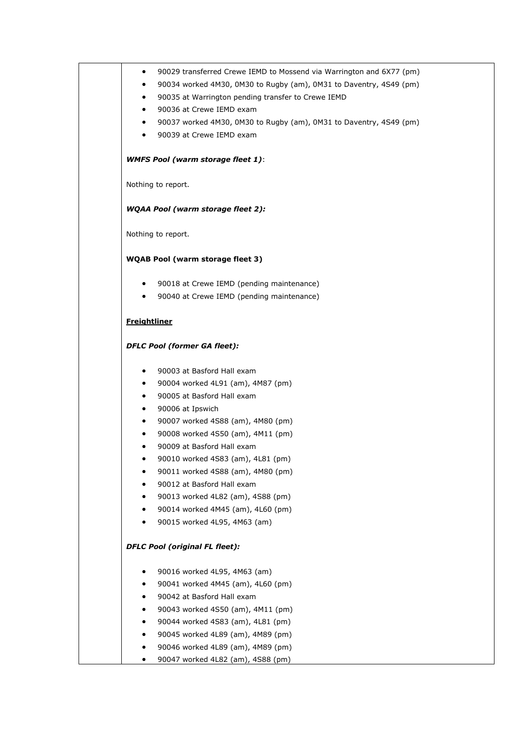- 90029 transferred Crewe IEMD to Mossend via Warrington and 6X77 (pm)
- 90034 worked 4M30, 0M30 to Rugby (am), 0M31 to Daventry, 4S49 (pm)
- 90035 at Warrington pending transfer to Crewe IEMD
- 90036 at Crewe IEMD exam
- 90037 worked 4M30, 0M30 to Rugby (am), 0M31 to Daventry, 4S49 (pm)
- 90039 at Crewe IEMD exam

***WMFS Pool (warm storage fleet 1)***:

Nothing to report.

***WQAA Pool (warm storage fleet 2):***

Nothing to report.

**WQAB Pool (warm storage fleet 3)**

- 90018 at Crewe IEMD (pending maintenance)
- 90040 at Crewe IEMD (pending maintenance)

**<u>Freightliner</u>**

***DFLC Pool (former GA fleet):***

- 90003 at Basford Hall exam
- 90004 worked 4L91 (am), 4M87 (pm)
- 90005 at Basford Hall exam
- 90006 at Ipswich
- 90007 worked 4S88 (am), 4M80 (pm)
- 90008 worked 4S50 (am), 4M11 (pm)
- 90009 at Basford Hall exam
- 90010 worked 4S83 (am), 4L81 (pm)
- 90011 worked 4S88 (am), 4M80 (pm)
- 90012 at Basford Hall exam
- 90013 worked 4L82 (am), 4S88 (pm)
- 90014 worked 4M45 (am), 4L60 (pm)
- 90015 worked 4L95, 4M63 (am)

***DFLC Pool (original FL fleet):***

- 90016 worked 4L95, 4M63 (am)
- 90041 worked 4M45 (am), 4L60 (pm)
- 90042 at Basford Hall exam
- 90043 worked 4S50 (am), 4M11 (pm)
- 90044 worked 4S83 (am), 4L81 (pm)
- 90045 worked 4L89 (am), 4M89 (pm)
- 90046 worked 4L89 (am), 4M89 (pm)
- 90047 worked 4L82 (am), 4S88 (pm)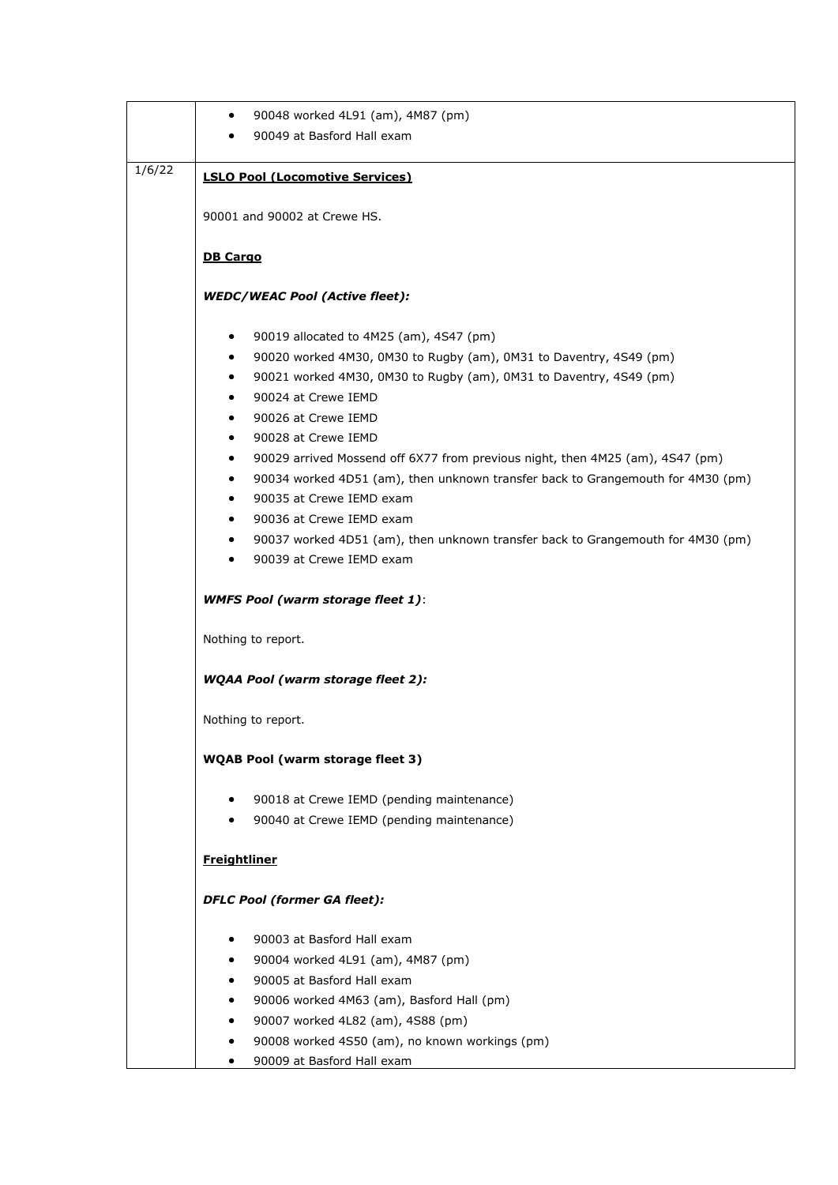| | |
|---|---|
| | • 90048 worked 4L91 (am), 4M87 (pm)<br>• 90049 at Basford Hall exam |
| 1/6/22 | **<u>LSLO Pool (Locomotive Services)</u>**<br><br>90001 and 90002 at Crewe HS.<br><br>**<u>DB Cargo</u>**<br><br>***WEDC/WEAC Pool (Active fleet):***<br><br>• 90019 allocated to 4M25 (am), 4S47 (pm)<br>• 90020 worked 4M30, 0M30 to Rugby (am), 0M31 to Daventry, 4S49 (pm)<br>• 90021 worked 4M30, 0M30 to Rugby (am), 0M31 to Daventry, 4S49 (pm)<br>• 90024 at Crewe IEMD<br>• 90026 at Crewe IEMD<br>• 90028 at Crewe IEMD<br>• 90029 arrived Mossend off 6X77 from previous night, then 4M25 (am), 4S47 (pm)<br>• 90034 worked 4D51 (am), then unknown transfer back to Grangemouth for 4M30 (pm)<br>• 90035 at Crewe IEMD exam<br>• 90036 at Crewe IEMD exam<br>• 90037 worked 4D51 (am), then unknown transfer back to Grangemouth for 4M30 (pm)<br>• 90039 at Crewe IEMD exam<br><br>***WMFS Pool (warm storage fleet 1)***:<br><br>Nothing to report.<br><br>***WQAA Pool (warm storage fleet 2):***<br><br>Nothing to report.<br><br>**WQAB Pool (warm storage fleet 3)**<br><br>• 90018 at Crewe IEMD (pending maintenance)<br>• 90040 at Crewe IEMD (pending maintenance)<br><br>**<u>Freightliner</u>**<br><br>***DFLC Pool (former GA fleet):***<br><br>• 90003 at Basford Hall exam<br>• 90004 worked 4L91 (am), 4M87 (pm)<br>• 90005 at Basford Hall exam<br>• 90006 worked 4M63 (am), Basford Hall (pm)<br>• 90007 worked 4L82 (am), 4S88 (pm)<br>• 90008 worked 4S50 (am), no known workings (pm)<br>• 90009 at Basford Hall exam |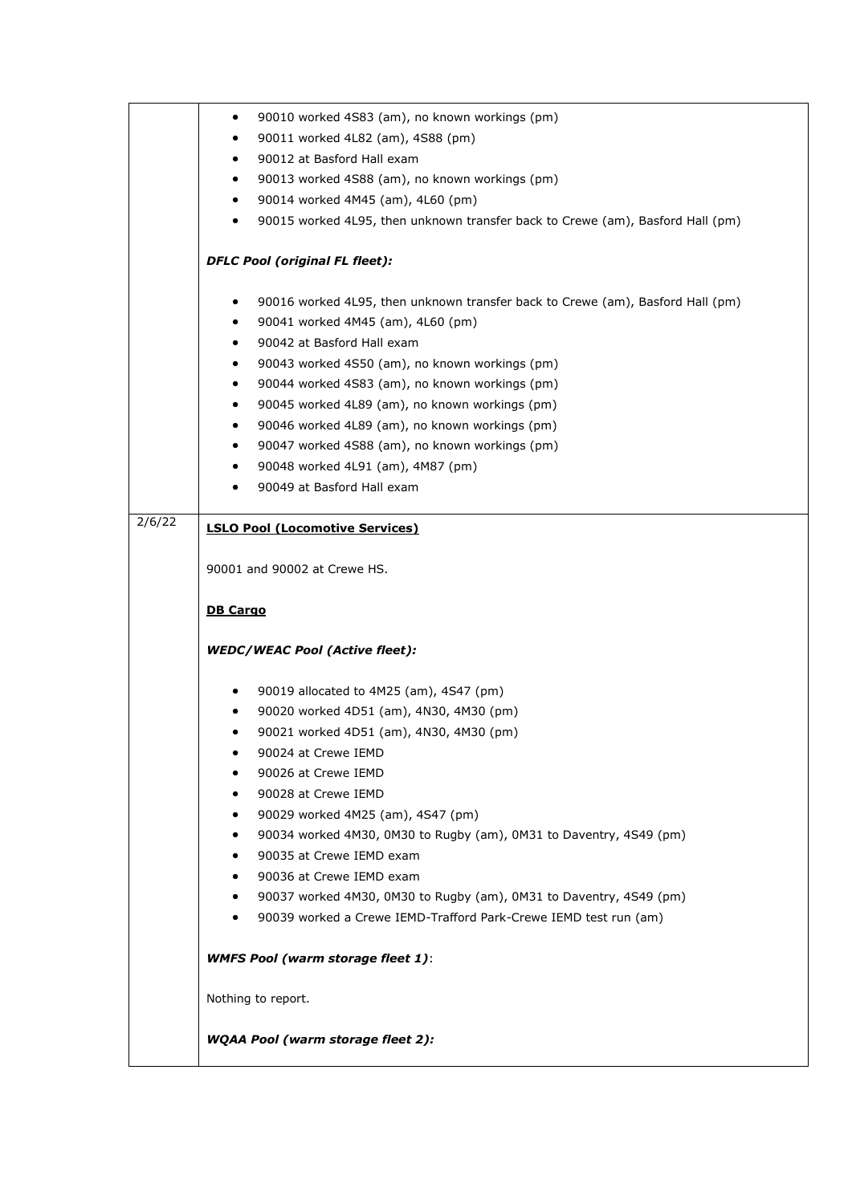| | |
|---|---|
| | • 90010 worked 4S83 (am), no known workings (pm)<br>• 90011 worked 4L82 (am), 4S88 (pm)<br>• 90012 at Basford Hall exam<br>• 90013 worked 4S88 (am), no known workings (pm)<br>• 90014 worked 4M45 (am), 4L60 (pm)<br>• 90015 worked 4L95, then unknown transfer back to Crewe (am), Basford Hall (pm)<br><br>***DFLC Pool (original FL fleet):***<br><br>• 90016 worked 4L95, then unknown transfer back to Crewe (am), Basford Hall (pm)<br>• 90041 worked 4M45 (am), 4L60 (pm)<br>• 90042 at Basford Hall exam<br>• 90043 worked 4S50 (am), no known workings (pm)<br>• 90044 worked 4S83 (am), no known workings (pm)<br>• 90045 worked 4L89 (am), no known workings (pm)<br>• 90046 worked 4L89 (am), no known workings (pm)<br>• 90047 worked 4S88 (am), no known workings (pm)<br>• 90048 worked 4L91 (am), 4M87 (pm)<br>• 90049 at Basford Hall exam |
| 2/6/22 | **LSLO Pool (Locomotive Services)**<br><br>90001 and 90002 at Crewe HS.<br><br>**DB Cargo**<br><br>***WEDC/WEAC Pool (Active fleet):***<br><br>• 90019 allocated to 4M25 (am), 4S47 (pm)<br>• 90020 worked 4D51 (am), 4N30, 4M30 (pm)<br>• 90021 worked 4D51 (am), 4N30, 4M30 (pm)<br>• 90024 at Crewe IEMD<br>• 90026 at Crewe IEMD<br>• 90028 at Crewe IEMD<br>• 90029 worked 4M25 (am), 4S47 (pm)<br>• 90034 worked 4M30, 0M30 to Rugby (am), 0M31 to Daventry, 4S49 (pm)<br>• 90035 at Crewe IEMD exam<br>• 90036 at Crewe IEMD exam<br>• 90037 worked 4M30, 0M30 to Rugby (am), 0M31 to Daventry, 4S49 (pm)<br>• 90039 worked a Crewe IEMD-Trafford Park-Crewe IEMD test run (am)<br><br>***WMFS Pool (warm storage fleet 1)***:<br><br>Nothing to report.<br><br>***WQAA Pool (warm storage fleet 2):*** |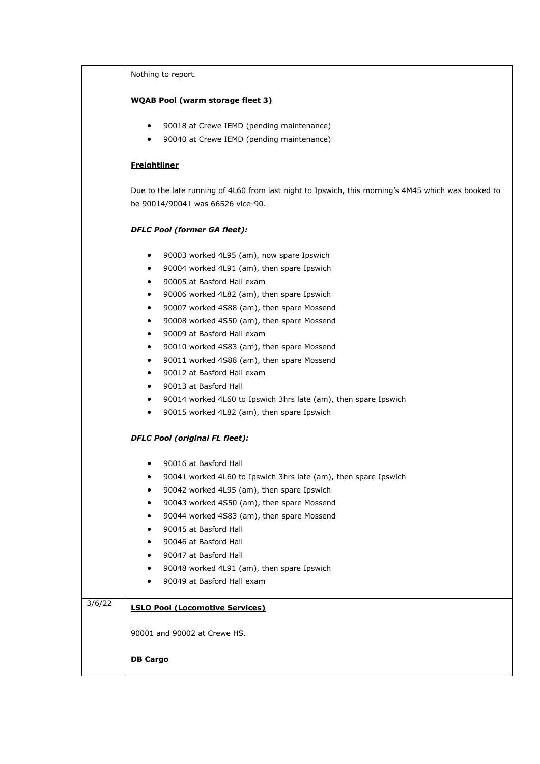| | |
|---|---|
| | Nothing to report.<br><br>**WQAB Pool (warm storage fleet 3)**<br><br>- 90018 at Crewe IEMD (pending maintenance)<br>- 90040 at Crewe IEMD (pending maintenance)<br><br>**Freightliner**<br><br>Due to the late running of 4L60 from last night to Ipswich, this morning's 4M45 which was booked to be 90014/90041 was 66526 vice-90.<br><br>***DFLC Pool (former GA fleet):***<br><br>- 90003 worked 4L95 (am), now spare Ipswich<br>- 90004 worked 4L91 (am), then spare Ipswich<br>- 90005 at Basford Hall exam<br>- 90006 worked 4L82 (am), then spare Ipswich<br>- 90007 worked 4S88 (am), then spare Mossend<br>- 90008 worked 4S50 (am), then spare Mossend<br>- 90009 at Basford Hall exam<br>- 90010 worked 4S83 (am), then spare Mossend<br>- 90011 worked 4S88 (am), then spare Mossend<br>- 90012 at Basford Hall exam<br>- 90013 at Basford Hall<br>- 90014 worked 4L60 to Ipswich 3hrs late (am), then spare Ipswich<br>- 90015 worked 4L82 (am), then spare Ipswich<br><br>***DFLC Pool (original FL fleet):***<br><br>- 90016 at Basford Hall<br>- 90041 worked 4L60 to Ipswich 3hrs late (am), then spare Ipswich<br>- 90042 worked 4L95 (am), then spare Ipswich<br>- 90043 worked 4S50 (am), then spare Mossend<br>- 90044 worked 4S83 (am), then spare Mossend<br>- 90045 at Basford Hall<br>- 90046 at Basford Hall<br>- 90047 at Basford Hall<br>- 90048 worked 4L91 (am), then spare Ipswich<br>- 90049 at Basford Hall exam |
| 3/6/22 | **LSLO Pool (Locomotive Services)**<br><br>90001 and 90002 at Crewe HS.<br><br>**DB Cargo** |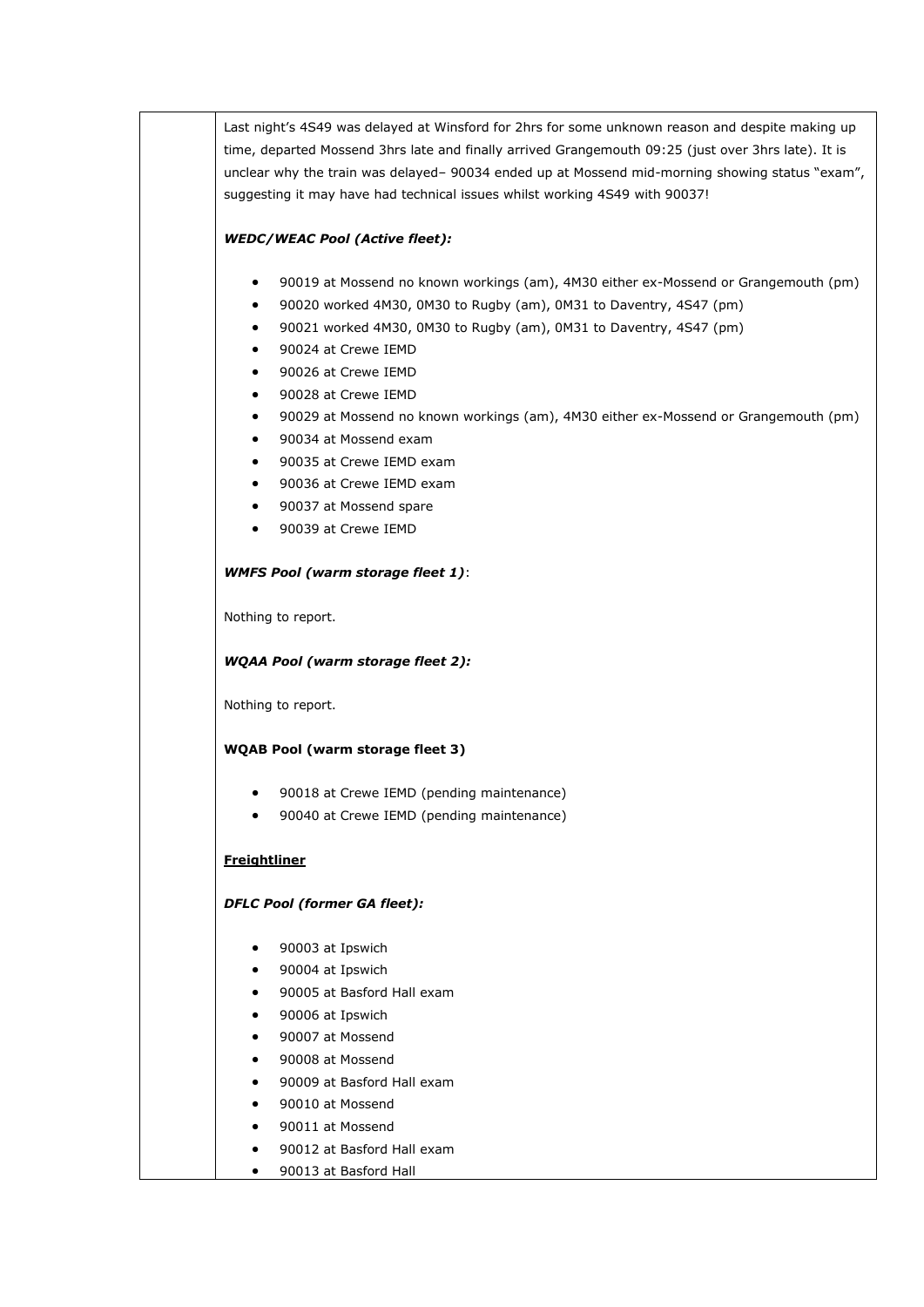Last night's 4S49 was delayed at Winsford for 2hrs for some unknown reason and despite making up time, departed Mossend 3hrs late and finally arrived Grangemouth 09:25 (just over 3hrs late). It is unclear why the train was delayed– 90034 ended up at Mossend mid-morning showing status "exam", suggesting it may have had technical issues whilst working 4S49 with 90037!

***WEDC/WEAC Pool (Active fleet):***

- 90019 at Mossend no known workings (am), 4M30 either ex-Mossend or Grangemouth (pm)
- 90020 worked 4M30, 0M30 to Rugby (am), 0M31 to Daventry, 4S47 (pm)
- 90021 worked 4M30, 0M30 to Rugby (am), 0M31 to Daventry, 4S47 (pm)
- 90024 at Crewe IEMD
- 90026 at Crewe IEMD
- 90028 at Crewe IEMD
- 90029 at Mossend no known workings (am), 4M30 either ex-Mossend or Grangemouth (pm)
- 90034 at Mossend exam
- 90035 at Crewe IEMD exam
- 90036 at Crewe IEMD exam
- 90037 at Mossend spare
- 90039 at Crewe IEMD

***WMFS Pool (warm storage fleet 1)***:

Nothing to report.

***WQAA Pool (warm storage fleet 2):***

Nothing to report.

**WQAB Pool (warm storage fleet 3)**

- 90018 at Crewe IEMD (pending maintenance)
- 90040 at Crewe IEMD (pending maintenance)

**Freightliner**

***DFLC Pool (former GA fleet):***

- 90003 at Ipswich
- 90004 at Ipswich
- 90005 at Basford Hall exam
- 90006 at Ipswich
- 90007 at Mossend
- 90008 at Mossend
- 90009 at Basford Hall exam
- 90010 at Mossend
- 90011 at Mossend
- 90012 at Basford Hall exam
- 90013 at Basford Hall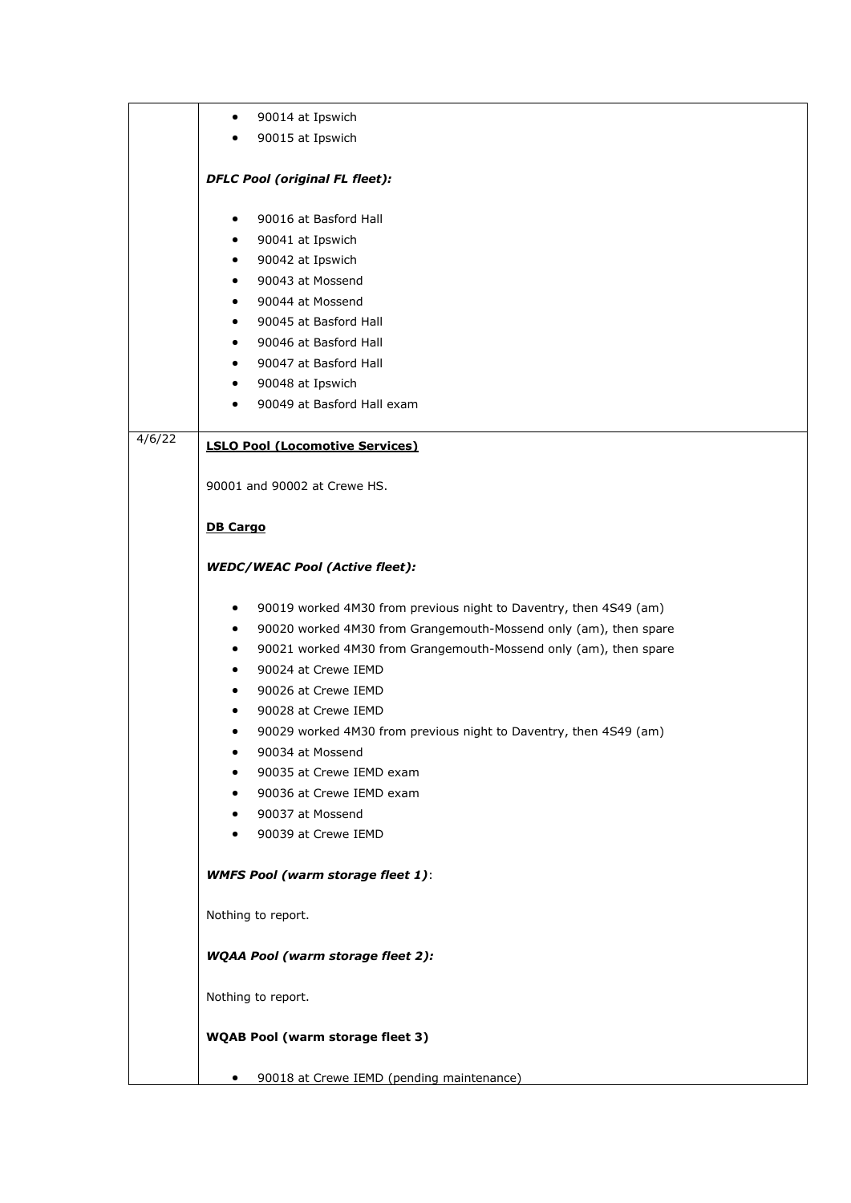| | |
|---|---|
| | • 90014 at Ipswich<br>• 90015 at Ipswich<br><br>***DFLC Pool (original FL fleet):***<br><br>• 90016 at Basford Hall<br>• 90041 at Ipswich<br>• 90042 at Ipswich<br>• 90043 at Mossend<br>• 90044 at Mossend<br>• 90045 at Basford Hall<br>• 90046 at Basford Hall<br>• 90047 at Basford Hall<br>• 90048 at Ipswich<br>• 90049 at Basford Hall exam |
| 4/6/22 | **LSLO Pool (Locomotive Services)**<br><br>90001 and 90002 at Crewe HS.<br><br>**DB Cargo**<br><br>***WEDC/WEAC Pool (Active fleet):***<br><br>• 90019 worked 4M30 from previous night to Daventry, then 4S49 (am)<br>• 90020 worked 4M30 from Grangemouth-Mossend only (am), then spare<br>• 90021 worked 4M30 from Grangemouth-Mossend only (am), then spare<br>• 90024 at Crewe IEMD<br>• 90026 at Crewe IEMD<br>• 90028 at Crewe IEMD<br>• 90029 worked 4M30 from previous night to Daventry, then 4S49 (am)<br>• 90034 at Mossend<br>• 90035 at Crewe IEMD exam<br>• 90036 at Crewe IEMD exam<br>• 90037 at Mossend<br>• 90039 at Crewe IEMD<br><br>***WMFS Pool (warm storage fleet 1)***:<br><br>Nothing to report.<br><br>***WQAA Pool (warm storage fleet 2):***<br><br>Nothing to report.<br><br>**WQAB Pool (warm storage fleet 3)**<br><br>• 90018 at Crewe IEMD (pending maintenance) |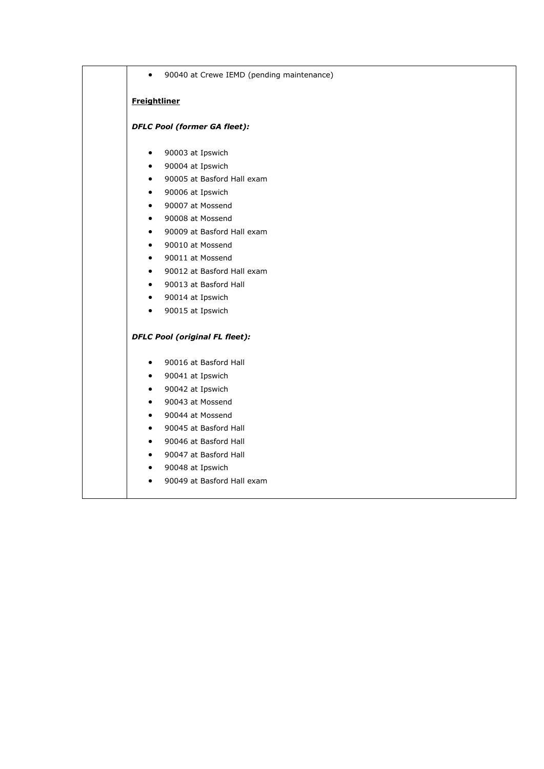- 90040 at Crewe IEMD (pending maintenance)

**Freightliner**

***DFLC Pool (former GA fleet):***

- 90003 at Ipswich
- 90004 at Ipswich
- 90005 at Basford Hall exam
- 90006 at Ipswich
- 90007 at Mossend
- 90008 at Mossend
- 90009 at Basford Hall exam
- 90010 at Mossend
- 90011 at Mossend
- 90012 at Basford Hall exam
- 90013 at Basford Hall
- 90014 at Ipswich
- 90015 at Ipswich

***DFLC Pool (original FL fleet):***

- 90016 at Basford Hall
- 90041 at Ipswich
- 90042 at Ipswich
- 90043 at Mossend
- 90044 at Mossend
- 90045 at Basford Hall
- 90046 at Basford Hall
- 90047 at Basford Hall
- 90048 at Ipswich
- 90049 at Basford Hall exam